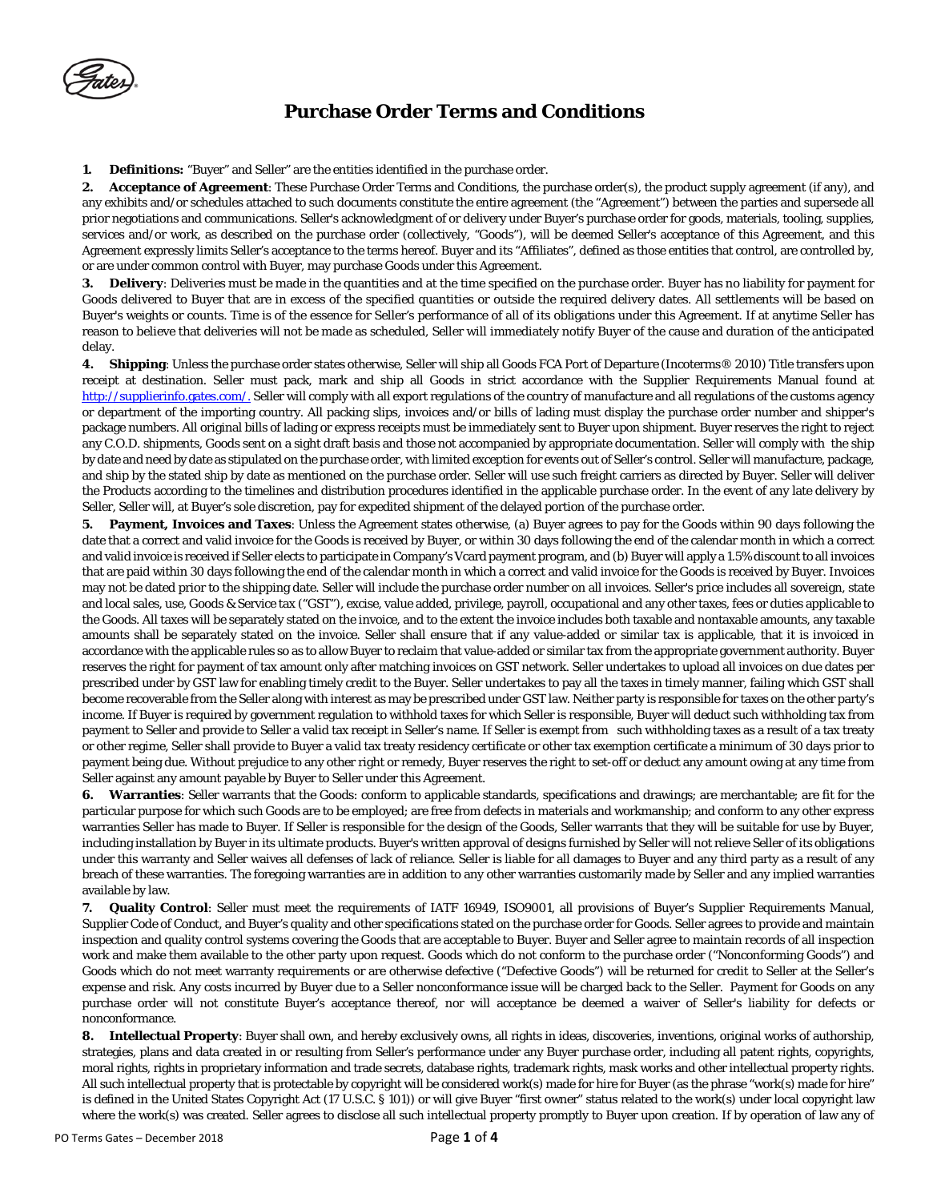# Purchase Order Terms and Conditions

**1. Definitions:** "Buyer" and Seller" are the entities identified in the purchase order.

**2. Acceptance of Agreement**: These Purchase Order Terms and Conditions, the purchase order(s), the product supply agreement (if any), and any exhibits and/or schedules attached to such documents constitute the entire agreement (the "Agreement") between the parties and supersede all prior negotiations and communications. Seller's acknowledgment of or delivery under Buyer's purchase order for goods, materials, tooling, supplies, services and/or work, as described on the purchase order (collectively, "Goods"), will be deemed Seller's acceptance of this Agreement, and this Agreement expressly limits Seller's acceptance to the terms hereof. Buyer and its "Affiliates", defined as those entities that control, are controlled by, or are under common control with Buyer, may purchase Goods under this Agreement.

**3. Delivery**: Deliveries must be made in the quantities and at the time specified on the purchase order. Buyer has no liability for payment for Goods delivered to Buyer that are in excess of the specified quantities or outside the required delivery dates. All settlements will be based on Buyer's weights or counts. Time is of the essence for Seller's performance of all of its obligations under this Agreement. If at anytime Seller has reason to believe that deliveries will not be made as scheduled, Seller will immediately notify Buyer of the cause and duration of the anticipated delay.

**4. Shipping**: Unless the purchase order states otherwise, Seller will ship all Goods FCA Port of Departure (Incoterms® 2010) Title transfers upon receipt at destination. Seller must pack, mark and ship all Goods in strict accordance with the Supplier Requirements Manual found at http://supplierinfo.gates.com/. Seller will comply with all export regulations of the country of manufacture and all regulations of the customs agency or department of the importing country. All packing slips, invoices and/or bills of lading must display the purchase order number and shipper's package numbers. All original bills of lading or express receipts must be immediately sent to Buyer upon shipment. Buyer reserves the right to reject any C.O.D. shipments, Goods sent on a sight draft basis and those not accompanied by appropriate documentation. Seller will comply with the ship by date and need by date as stipulated on the purchase order, with limited exception for events out of Seller's control. Seller will manufacture, package, and ship by the stated ship by date as mentioned on the purchase order. Seller will use such freight carriers as directed by Buyer. Seller will deliver the Products according to the timelines and distribution procedures identified in the applicable purchase order. In the event of any late delivery by Seller, Seller will, at Buyer's sole discretion, pay for expedited shipment of the delayed portion of the purchase order.

**5. Payment, Invoices and Taxes**: Unless the Agreement states otherwise, (a) Buyer agrees to pay for the Goods within 90 days following the date that a correct and valid invoice for the Goods is received by Buyer, or within 30 days following the end of the calendar month in which a correct and valid invoice is received if Seller elects to participate in Company's Vcard payment program, and (b) Buyer will apply a 1.5% discount to all invoices that are paid within 30 days following the end of the calendar month in which a correct and valid invoice for the Goods is received by Buyer. Invoices may not be dated prior to the shipping date. Seller will include the purchase order number on all invoices. Seller's price includes all sovereign, state and local sales, use, Goods & Service tax ("GST"), excise, value added, privilege, payroll, occupational and any other taxes, fees or duties applicable to the Goods. All taxes will be separately stated on the invoice, and to the extent the invoice includes both taxable and nontaxable amounts, any taxable amounts shall be separately stated on the invoice. Seller shall ensure that if any value-added or similar tax is applicable, that it is invoiced in accordance with the applicable rules so as to allow Buyer to reclaim that value-added or similar tax from the appropriate government authority. Buyer reserves the right for payment of tax amount only after matching invoices on GST network. Seller undertakes to upload all invoices on due dates per prescribed under by GST law for enabling timely credit to the Buyer. Seller undertakes to pay all the taxes in timely manner, failing which GST shall become recoverable from the Seller along with interest as may be prescribed under GST law. Neither party is responsible for taxes on the other party's income. If Buyer is required by government regulation to withhold taxes for which Seller is responsible, Buyer will deduct such withholding tax from payment to Seller and provide to Seller a valid tax receipt in Seller's name. If Seller is exempt from such withholding taxes as a result of a tax treaty or other regime, Seller shall provide to Buyer a valid tax treaty residency certificate or other tax exemption certificate a minimum of 30 days prior to payment being due. Without prejudice to any other right or remedy, Buyer reserves the right to set-off or deduct any amount owing at any time from Seller against any amount payable by Buyer to Seller under this Agreement.

**6. Warranties**: Seller warrants that the Goods: conform to applicable standards, specifications and drawings; are merchantable; are fit for the particular purpose for which such Goods are to be employed; are free from defects in materials and workmanship; and conform to any other express warranties Seller has made to Buyer. If Seller is responsible for the design of the Goods, Seller warrants that they will be suitable for use by Buyer, including installation by Buyer in its ultimate products. Buyer's written approval of designs furnished by Seller will not relieve Seller of its obligations under this warranty and Seller waives all defenses of lack of reliance. Seller is liable for all damages to Buyer and any third party as a result of any breach of these warranties. The foregoing warranties are in addition to any other warranties customarily made by Seller and any implied warranties available by law.

**7. Quality Control**: Seller must meet the requirements of IATF 16949, ISO9001, all provisions of Buyer's Supplier Requirements Manual, Supplier Code of Conduct, and Buyer's quality and other specifications stated on the purchase order for Goods. Seller agrees to provide and maintain inspection and quality control systems covering the Goods that are acceptable to Buyer. Buyer and Seller agree to maintain records of all inspection work and make them available to the other party upon request. Goods which do not conform to the purchase order ("Nonconforming Goods") and Goods which do not meet warranty requirements or are otherwise defective ("Defective Goods") will be returned for credit to Seller at the Seller's expense and risk. Any costs incurred by Buyer due to a Seller nonconformance issue will be charged back to the Seller. Payment for Goods on any purchase order will not constitute Buyer's acceptance thereof, nor will acceptance be deemed a waiver of Seller's liability for defects or nonconformance.

**8. Intellectual Property**: Buyer shall own, and hereby exclusively owns, all rights in ideas, discoveries, inventions, original works of authorship, strategies, plans and data created in or resulting from Seller's performance under any Buyer purchase order, including all patent rights, copyrights, moral rights, rights in proprietary information and trade secrets, database rights, trademark rights, mask works and other intellectual property rights. All such intellectual property that is protectable by copyright will be considered work(s) made for hire for Buyer (as the phrase "work(s) made for hire" is defined in the United States Copyright Act (17 U.S.C. § 101)) or will give Buyer "first owner" status related to the work(s) under local copyright law where the work(s) was created. Seller agrees to disclose all such intellectual property promptly to Buyer upon creation. If by operation of law any of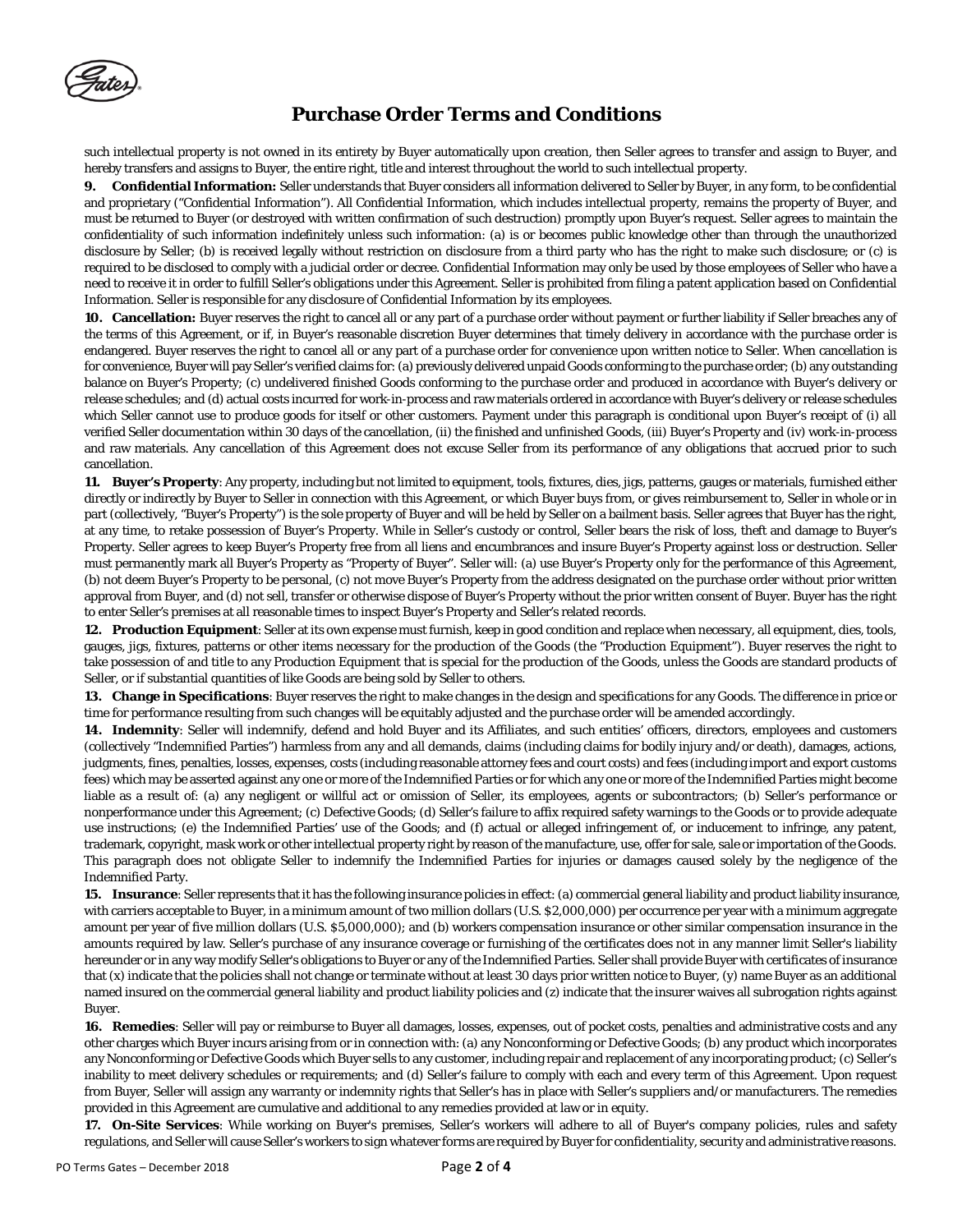# Purchase Order Terms and Conditions

such intellectual property is not owned in its entirety by Buyer automatically upon creation, then Seller agrees to transfer and assign to Buyer, and hereby transfers and assigns to Buyer, the entire right, title and interest throughout the world to such intellectual property.

**9. Confidential Information:** Seller understands that Buyer considers all information delivered to Seller by Buyer, in any form, to be confidential and proprietary ("Confidential Information"). All Confidential Information, which includes intellectual property, remains the property of Buyer, and must be returned to Buyer (or destroyed with written confirmation of such destruction) promptly upon Buyer's request. Seller agrees to maintain the confidentiality of such information indefinitely unless such information: (a) is or becomes public knowledge other than through the unauthorized disclosure by Seller; (b) is received legally without restriction on disclosure from a third party who has the right to make such disclosure; or (c) is required to be disclosed to comply with a judicial order or decree. Confidential Information may only be used by those employees of Seller who have a need to receive it in order to fulfill Seller's obligations under this Agreement. Seller is prohibited from filing a patent application based on Confidential Information. Seller is responsible for any disclosure of Confidential Information by its employees.

**10. Cancellation:** Buyer reserves the right to cancel all or any part of a purchase order without payment or further liability if Seller breaches any of the terms of this Agreement, or if, in Buyer's reasonable discretion Buyer determines that timely delivery in accordance with the purchase order is endangered. Buyer reserves the right to cancel all or any part of a purchase order for convenience upon written notice to Seller. When cancellation is for convenience, Buyer will pay Seller's verified claims for: (a) previously delivered unpaid Goods conforming to the purchase order; (b) any outstanding balance on Buyer's Property; (c) undelivered finished Goods conforming to the purchase order and produced in accordance with Buyer's delivery or release schedules; and (d) actual costs incurred for work-in-process and raw materials ordered in accordance with Buyer's delivery or release schedules which Seller cannot use to produce goods for itself or other customers. Payment under this paragraph is conditional upon Buyer's receipt of (i) all verified Seller documentation within 30 days of the cancellation, (ii) the finished and unfinished Goods, (iii) Buyer's Property and (iv) work-in-process and raw materials. Any cancellation of this Agreement does not excuse Seller from its performance of any obligations that accrued prior to such cancellation.

**11. Buyer's Property**: Any property, including but not limited to equipment, tools, fixtures, dies, jigs, patterns, gauges or materials, furnished either directly or indirectly by Buyer to Seller in connection with this Agreement, or which Buyer buys from, or gives reimbursement to, Seller in whole or in part (collectively, "Buyer's Property") is the sole property of Buyer and will be held by Seller on a bailment basis. Seller agrees that Buyer has the right, at any time, to retake possession of Buyer's Property. While in Seller's custody or control, Seller bears the risk of loss, theft and damage to Buyer's Property. Seller agrees to keep Buyer's Property free from all liens and encumbrances and insure Buyer's Property against loss or destruction. Seller must permanently mark all Buyer's Property as "Property of Buyer". Seller will: (a) use Buyer's Property only for the performance of this Agreement, (b) not deem Buyer's Property to be personal, (c) not move Buyer's Property from the address designated on the purchase order without prior written approval from Buyer, and (d) not sell, transfer or otherwise dispose of Buyer's Property without the prior written consent of Buyer. Buyer has the right to enter Seller's premises at all reasonable times to inspect Buyer's Property and Seller's related records.

**12. Production Equipment**: Seller at its own expense must furnish, keep in good condition and replace when necessary, all equipment, dies, tools, gauges, jigs, fixtures, patterns or other items necessary for the production of the Goods (the "Production Equipment"). Buyer reserves the right to take possession of and title to any Production Equipment that is special for the production of the Goods, unless the Goods are standard products of Seller, or if substantial quantities of like Goods are being sold by Seller to others.

**13. Change in Specifications**: Buyer reserves the right to make changes in the design and specifications for any Goods. The difference in price or time for performance resulting from such changes will be equitably adjusted and the purchase order will be amended accordingly.

**14. Indemnity**: Seller will indemnify, defend and hold Buyer and its Affiliates, and such entities' officers, directors, employees and customers (collectively "Indemnified Parties") harmless from any and all demands, claims (including claims for bodily injury and/or death), damages, actions, judgments, fines, penalties, losses, expenses, costs (including reasonable attorney fees and court costs) and fees (including import and export customs fees) which may be asserted against any one or more of the Indemnified Parties or for which any one or more of the Indemnified Parties might become liable as a result of: (a) any negligent or willful act or omission of Seller, its employees, agents or subcontractors; (b) Seller's performance or nonperformance under this Agreement; (c) Defective Goods; (d) Seller's failure to affix required safety warnings to the Goods or to provide adequate use instructions; (e) the Indemnified Parties' use of the Goods; and (f) actual or alleged infringement of, or inducement to infringe, any patent, trademark, copyright, mask work or other intellectual property right by reason of the manufacture, use, offer for sale, sale or importation of the Goods. This paragraph does not obligate Seller to indemnify the Indemnified Parties for injuries or damages caused solely by the negligence of the Indemnified Party.

**15. Insurance**: Seller represents that it has the following insurance policies in effect: (a) commercial general liability and product liability insurance, with carriers acceptable to Buyer, in a minimum amount of two million dollars (U.S. $2,000,000) per occurrence per year with a minimum aggregate amount per year of five million dollars (U.S. $5,000,000); and (b) workers compensation insurance or other similar compensation insurance in the amounts required by law. Seller's purchase of any insurance coverage or furnishing of the certificates does not in any manner limit Seller's liability hereunder or in any way modify Seller's obligations to Buyer or any of the Indemnified Parties. Seller shall provide Buyer with certificates of insurance that (x) indicate that the policies shall not change or terminate without at least 30 days prior written notice to Buyer, (y) name Buyer as an additional named insured on the commercial general liability and product liability policies and (z) indicate that the insurer waives all subrogation rights against Buyer.

**16. Remedies**: Seller will pay or reimburse to Buyer all damages, losses, expenses, out of pocket costs, penalties and administrative costs and any other charges which Buyer incurs arising from or in connection with: (a) any Nonconforming or Defective Goods; (b) any product which incorporates any Nonconforming or Defective Goods which Buyer sells to any customer, including repair and replacement of any incorporating product; (c) Seller's inability to meet delivery schedules or requirements; and (d) Seller's failure to comply with each and every term of this Agreement. Upon request from Buyer, Seller will assign any warranty or indemnity rights that Seller's has in place with Seller's suppliers and/or manufacturers. The remedies provided in this Agreement are cumulative and additional to any remedies provided at law or in equity.

**17. On-Site Services**: While working on Buyer's premises, Seller's workers will adhere to all of Buyer's company policies, rules and safety regulations, and Seller will cause Seller's workers to sign whatever forms are required by Buyer for confidentiality, security and administrative reasons.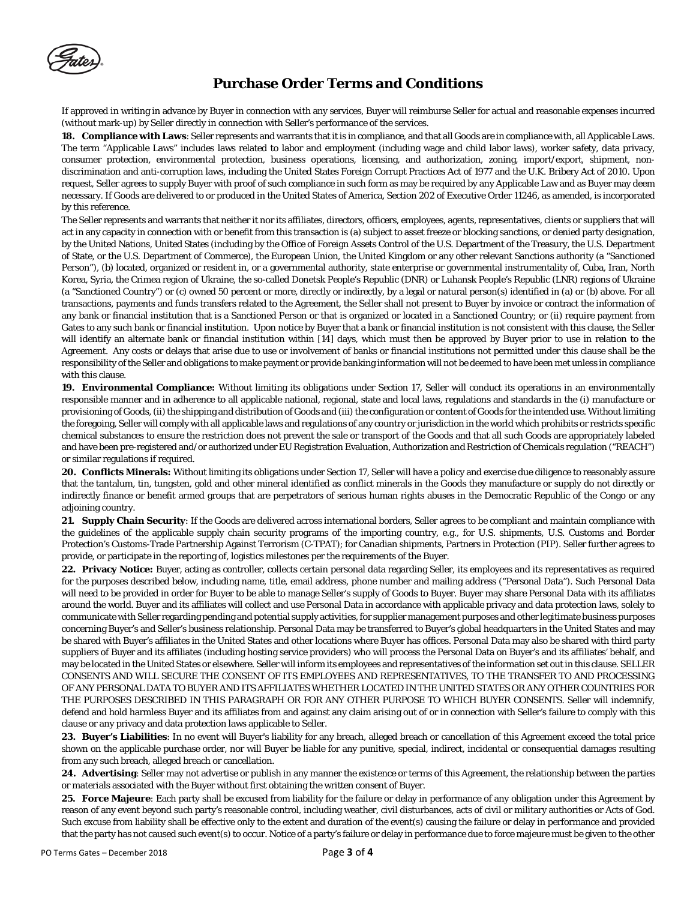# Purchase Order Terms and Conditions

If approved in writing in advance by Buyer in connection with any services, Buyer will reimburse Seller for actual and reasonable expenses incurred (without mark-up) by Seller directly in connection with Seller's performance of the services.

**18. Compliance with Laws**: Seller represents and warrants that it is in compliance, and that all Goods are in compliance with, all Applicable Laws. The term "Applicable Laws" includes laws related to labor and employment (including wage and child labor laws), worker safety, data privacy, consumer protection, environmental protection, business operations, licensing, and authorization, zoning, import/export, shipment, non-discrimination and anti-corruption laws, including the United States Foreign Corrupt Practices Act of 1977 and the U.K. Bribery Act of 2010. Upon request, Seller agrees to supply Buyer with proof of such compliance in such form as may be required by any Applicable Law and as Buyer may deem necessary. If Goods are delivered to or produced in the United States of America, Section 202 of Executive Order 11246, as amended, is incorporated by this reference.

The Seller represents and warrants that neither it nor its affiliates, directors, officers, employees, agents, representatives, clients or suppliers that will act in any capacity in connection with or benefit from this transaction is (a) subject to asset freeze or blocking sanctions, or denied party designation, by the United Nations, United States (including by the Office of Foreign Assets Control of the U.S. Department of the Treasury, the U.S. Department of State, or the U.S. Department of Commerce), the European Union, the United Kingdom or any other relevant Sanctions authority (a "Sanctioned Person"), (b) located, organized or resident in, or a governmental authority, state enterprise or governmental instrumentality of, Cuba, Iran, North Korea, Syria, the Crimea region of Ukraine, the so-called Donetsk People's Republic (DNR) or Luhansk People's Republic (LNR) regions of Ukraine (a "Sanctioned Country") or (c) owned 50 percent or more, directly or indirectly, by a legal or natural person(s) identified in (a) or (b) above. For all transactions, payments and funds transfers related to the Agreement, the Seller shall not present to Buyer by invoice or contract the information of any bank or financial institution that is a Sanctioned Person or that is organized or located in a Sanctioned Country; or (ii) require payment from Gates to any such bank or financial institution. Upon notice by Buyer that a bank or financial institution is not consistent with this clause, the Seller will identify an alternate bank or financial institution within [14] days, which must then be approved by Buyer prior to use in relation to the Agreement. Any costs or delays that arise due to use or involvement of banks or financial institutions not permitted under this clause shall be the responsibility of the Seller and obligations to make payment or provide banking information will not be deemed to have been met unless in compliance with this clause.

**19. Environmental Compliance:** Without limiting its obligations under Section 17, Seller will conduct its operations in an environmentally responsible manner and in adherence to all applicable national, regional, state and local laws, regulations and standards in the (i) manufacture or provisioning of Goods, (ii) the shipping and distribution of Goods and (iii) the configuration or content of Goods for the intended use. Without limiting the foregoing, Seller will comply with all applicable laws and regulations of any country or jurisdiction in the world which prohibits or restricts specific chemical substances to ensure the restriction does not prevent the sale or transport of the Goods and that all such Goods are appropriately labeled and have been pre-registered and/or authorized under EU Registration Evaluation, Authorization and Restriction of Chemicals regulation ("REACH") or similar regulations if required.

**20. Conflicts Minerals:** Without limiting its obligations under Section 17, Seller will have a policy and exercise due diligence to reasonably assure that the tantalum, tin, tungsten, gold and other mineral identified as conflict minerals in the Goods they manufacture or supply do not directly or indirectly finance or benefit armed groups that are perpetrators of serious human rights abuses in the Democratic Republic of the Congo or any adjoining country.

**21. Supply Chain Security**: If the Goods are delivered across international borders, Seller agrees to be compliant and maintain compliance with the guidelines of the applicable supply chain security programs of the importing country, e.g., for U.S. shipments, U.S. Customs and Border Protection's Customs-Trade Partnership Against Terrorism (C-TPAT); for Canadian shipments, Partners in Protection (PIP). Seller further agrees to provide, or participate in the reporting of, logistics milestones per the requirements of the Buyer.

**22. Privacy Notice:** Buyer, acting as controller, collects certain personal data regarding Seller, its employees and its representatives as required for the purposes described below, including name, title, email address, phone number and mailing address ("Personal Data"). Such Personal Data will need to be provided in order for Buyer to be able to manage Seller's supply of Goods to Buyer. Buyer may share Personal Data with its affiliates around the world. Buyer and its affiliates will collect and use Personal Data in accordance with applicable privacy and data protection laws, solely to communicate with Seller regarding pending and potential supply activities, for supplier management purposes and other legitimate business purposes concerning Buyer's and Seller's business relationship. Personal Data may be transferred to Buyer's global headquarters in the United States and may be shared with Buyer's affiliates in the United States and other locations where Buyer has offices. Personal Data may also be shared with third party suppliers of Buyer and its affiliates (including hosting service providers) who will process the Personal Data on Buyer's and its affiliates' behalf, and may be located in the United States or elsewhere. Seller will inform its employees and representatives of the information set out in this clause. SELLER CONSENTS AND WILL SECURE THE CONSENT OF ITS EMPLOYEES AND REPRESENTATIVES, TO THE TRANSFER TO AND PROCESSING OF ANY PERSONAL DATA TO BUYER AND ITS AFFILIATES WHETHER LOCATED IN THE UNITED STATES OR ANY OTHER COUNTRIES FOR THE PURPOSES DESCRIBED IN THIS PARAGRAPH OR FOR ANY OTHER PURPOSE TO WHICH BUYER CONSENTS. Seller will indemnify, defend and hold harmless Buyer and its affiliates from and against any claim arising out of or in connection with Seller's failure to comply with this clause or any privacy and data protection laws applicable to Seller.

**23. Buyer's Liabilities**: In no event will Buyer's liability for any breach, alleged breach or cancellation of this Agreement exceed the total price shown on the applicable purchase order, nor will Buyer be liable for any punitive, special, indirect, incidental or consequential damages resulting from any such breach, alleged breach or cancellation.

**24. Advertising**: Seller may not advertise or publish in any manner the existence or terms of this Agreement, the relationship between the parties or materials associated with the Buyer without first obtaining the written consent of Buyer.

**25. Force Majeure**: Each party shall be excused from liability for the failure or delay in performance of any obligation under this Agreement by reason of any event beyond such party's reasonable control, including weather, civil disturbances, acts of civil or military authorities or Acts of God. Such excuse from liability shall be effective only to the extent and duration of the event(s) causing the failure or delay in performance and provided that the party has not caused such event(s) to occur. Notice of a party's failure or delay in performance due to force majeure must be given to the other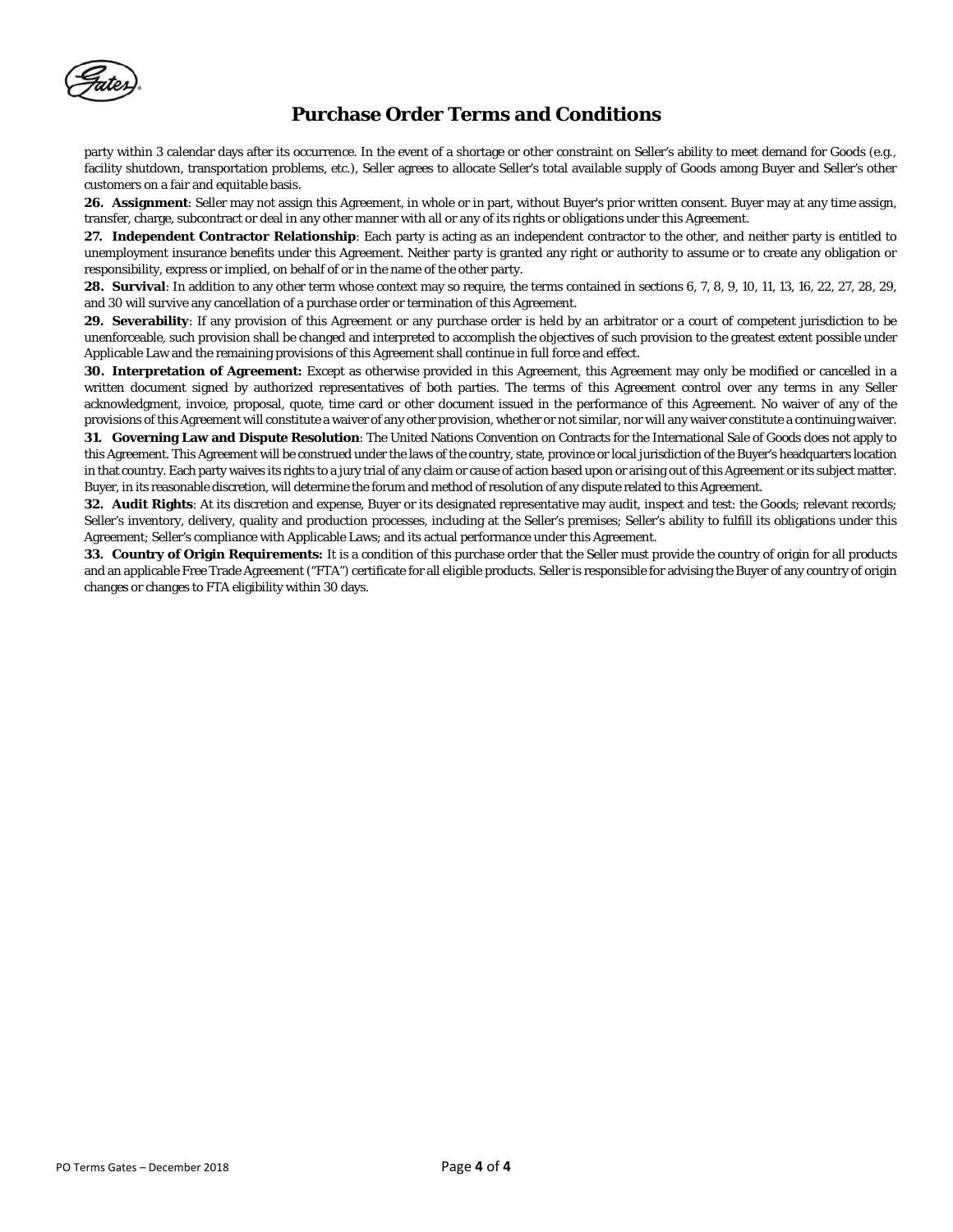# Purchase Order Terms and Conditions

party within 3 calendar days after its occurrence. In the event of a shortage or other constraint on Seller's ability to meet demand for Goods (e.g., facility shutdown, transportation problems, etc.), Seller agrees to allocate Seller's total available supply of Goods among Buyer and Seller's other customers on a fair and equitable basis.

**26. Assignment**: Seller may not assign this Agreement, in whole or in part, without Buyer's prior written consent. Buyer may at any time assign, transfer, charge, subcontract or deal in any other manner with all or any of its rights or obligations under this Agreement.

**27. Independent Contractor Relationship**: Each party is acting as an independent contractor to the other, and neither party is entitled to unemployment insurance benefits under this Agreement. Neither party is granted any right or authority to assume or to create any obligation or responsibility, express or implied, on behalf of or in the name of the other party.

**28. Survival**: In addition to any other term whose context may so require, the terms contained in sections 6, 7, 8, 9, 10, 11, 13, 16, 22, 27, 28, 29, and 30 will survive any cancellation of a purchase order or termination of this Agreement.

**29. Severability**: If any provision of this Agreement or any purchase order is held by an arbitrator or a court of competent jurisdiction to be unenforceable, such provision shall be changed and interpreted to accomplish the objectives of such provision to the greatest extent possible under Applicable Law and the remaining provisions of this Agreement shall continue in full force and effect.

**30. Interpretation of Agreement:** Except as otherwise provided in this Agreement, this Agreement may only be modified or cancelled in a written document signed by authorized representatives of both parties. The terms of this Agreement control over any terms in any Seller acknowledgment, invoice, proposal, quote, time card or other document issued in the performance of this Agreement. No waiver of any of the provisions of this Agreement will constitute a waiver of any other provision, whether or not similar, nor will any waiver constitute a continuing waiver.

**31. Governing Law and Dispute Resolution**: The United Nations Convention on Contracts for the International Sale of Goods does not apply to this Agreement. This Agreement will be construed under the laws of the country, state, province or local jurisdiction of the Buyer's headquarters location in that country. Each party waives its rights to a jury trial of any claim or cause of action based upon or arising out of this Agreement or its subject matter. Buyer, in its reasonable discretion, will determine the forum and method of resolution of any dispute related to this Agreement.

**32. Audit Rights**: At its discretion and expense, Buyer or its designated representative may audit, inspect and test: the Goods; relevant records; Seller's inventory, delivery, quality and production processes, including at the Seller's premises; Seller's ability to fulfill its obligations under this Agreement; Seller's compliance with Applicable Laws; and its actual performance under this Agreement.

**33. Country of Origin Requirements:** It is a condition of this purchase order that the Seller must provide the country of origin for all products and an applicable Free Trade Agreement ("FTA") certificate for all eligible products. Seller is responsible for advising the Buyer of any country of origin changes or changes to FTA eligibility within 30 days.